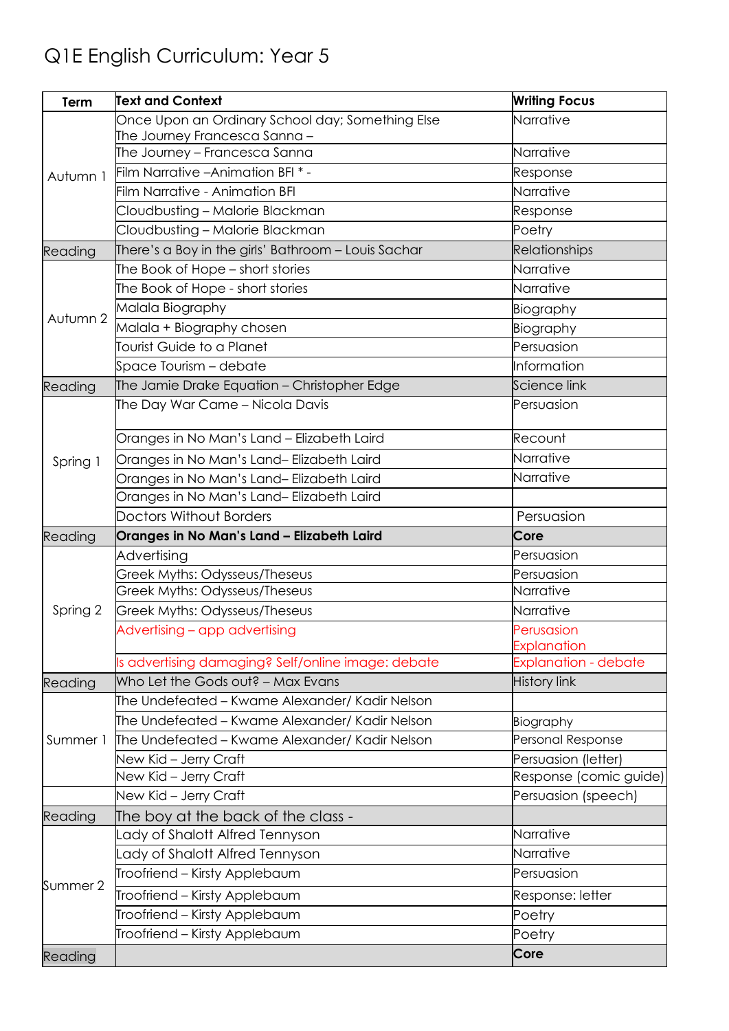# Q1E English Curriculum: Year 5

| Term | Text and Context | Writing Focus |
|---|---|---|
| Autumn 1 | Once Upon an Ordinary School day; Something Else The Journey Francesca Sanna – | Narrative |
| | The Journey – Francesca Sanna | Narrative |
| | Film Narrative –Animation BFI * - | Response |
| | Film Narrative - Animation BFI | Narrative |
| | Cloudbusting – Malorie Blackman | Response |
| | Cloudbusting – Malorie Blackman | Poetry |
| Reading | There's a Boy in the girls' Bathroom – Louis Sachar | Relationships |
| Autumn 2 | The Book of Hope – short stories | Narrative |
| | The Book of Hope - short stories | Narrative |
| | Malala Biography | Biography |
| | Malala + Biography chosen | Biography |
| | Tourist Guide to a Planet | Persuasion |
| | Space Tourism – debate | Information |
| Reading | The Jamie Drake Equation – Christopher Edge | Science link |
| Spring 1 | The Day War Came – Nicola Davis | Persuasion |
| | Oranges in No Man's Land – Elizabeth Laird | Recount |
| | Oranges in No Man's Land– Elizabeth Laird | Narrative |
| | Oranges in No Man's Land– Elizabeth Laird | Narrative |
| | Oranges in No Man's Land– Elizabeth Laird | |
| | Doctors Without Borders | Persuasion |
| Reading | **Oranges in No Man's Land – Elizabeth Laird** | **Core** |
| Spring 2 | Advertising | Persuasion |
| | Greek Myths: Odysseus/Theseus | Persuasion |
| | Greek Myths: Odysseus/Theseus | Narrative |
| | Greek Myths: Odysseus/Theseus | Narrative |
| | Advertising – app advertising | Perusasion Explanation |
| | Is advertising damaging? Self/online image: debate | Explanation - debate |
| Reading | Who Let the Gods out? – Max Evans | History link |
| Summer 1 | The Undefeated – Kwame Alexander/ Kadir Nelson | |
| | The Undefeated – Kwame Alexander/ Kadir Nelson | Biography |
| | The Undefeated – Kwame Alexander/ Kadir Nelson | Personal Response |
| | New Kid – Jerry Craft | Persuasion (letter) |
| | New Kid – Jerry Craft | Response (comic guide) |
| | New Kid – Jerry Craft | Persuasion (speech) |
| Reading | The boy at the back of the class - | |
| Summer 2 | Lady of Shalott Alfred Tennyson | Narrative |
| | Lady of Shalott Alfred Tennyson | Narrative |
| | Troofriend – Kirsty Applebaum | Persuasion |
| | Troofriend – Kirsty Applebaum | Response: letter |
| | Troofriend – Kirsty Applebaum | Poetry |
| | Troofriend – Kirsty Applebaum | Poetry |
| Reading | | **Core** |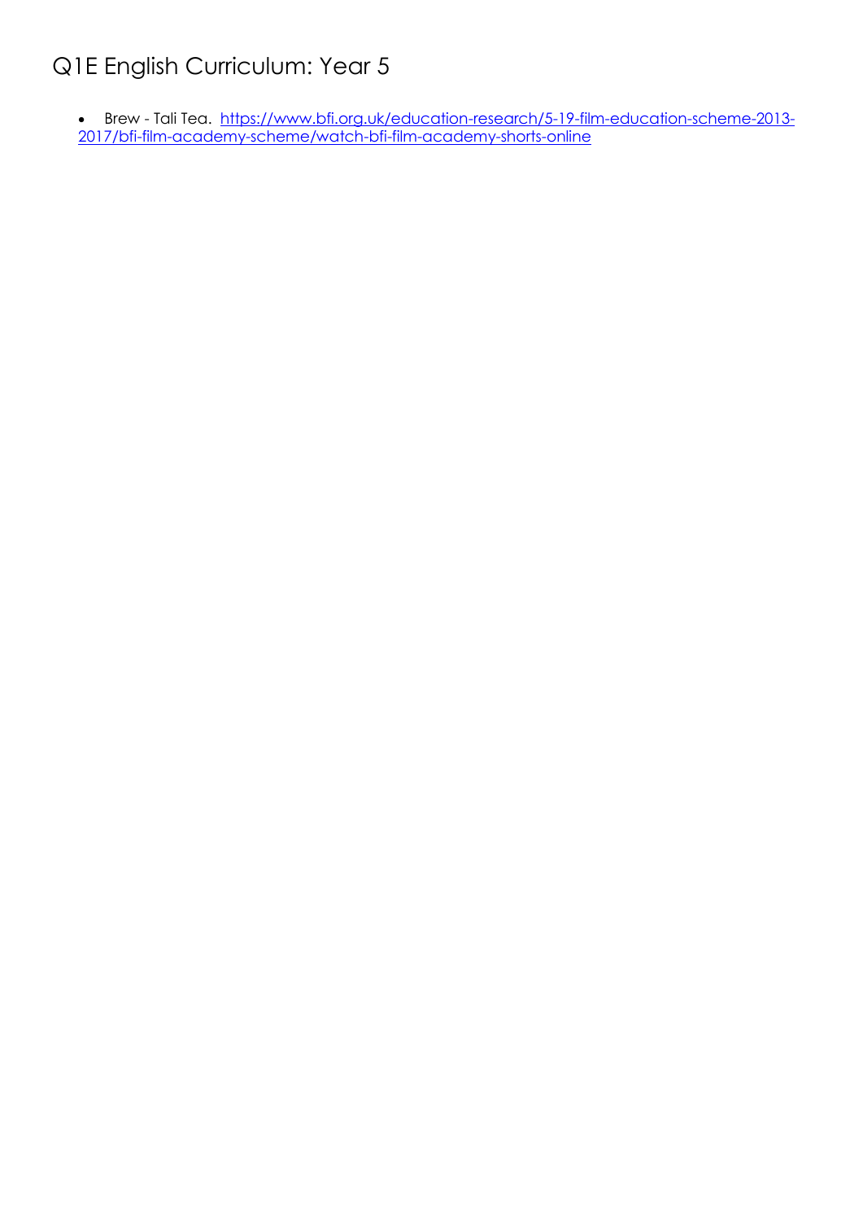# Q1E English Curriculum: Year 5

- Brew - Tali Tea. https://www.bfi.org.uk/education-research/5-19-film-education-scheme-2013-2017/bfi-film-academy-scheme/watch-bfi-film-academy-shorts-online